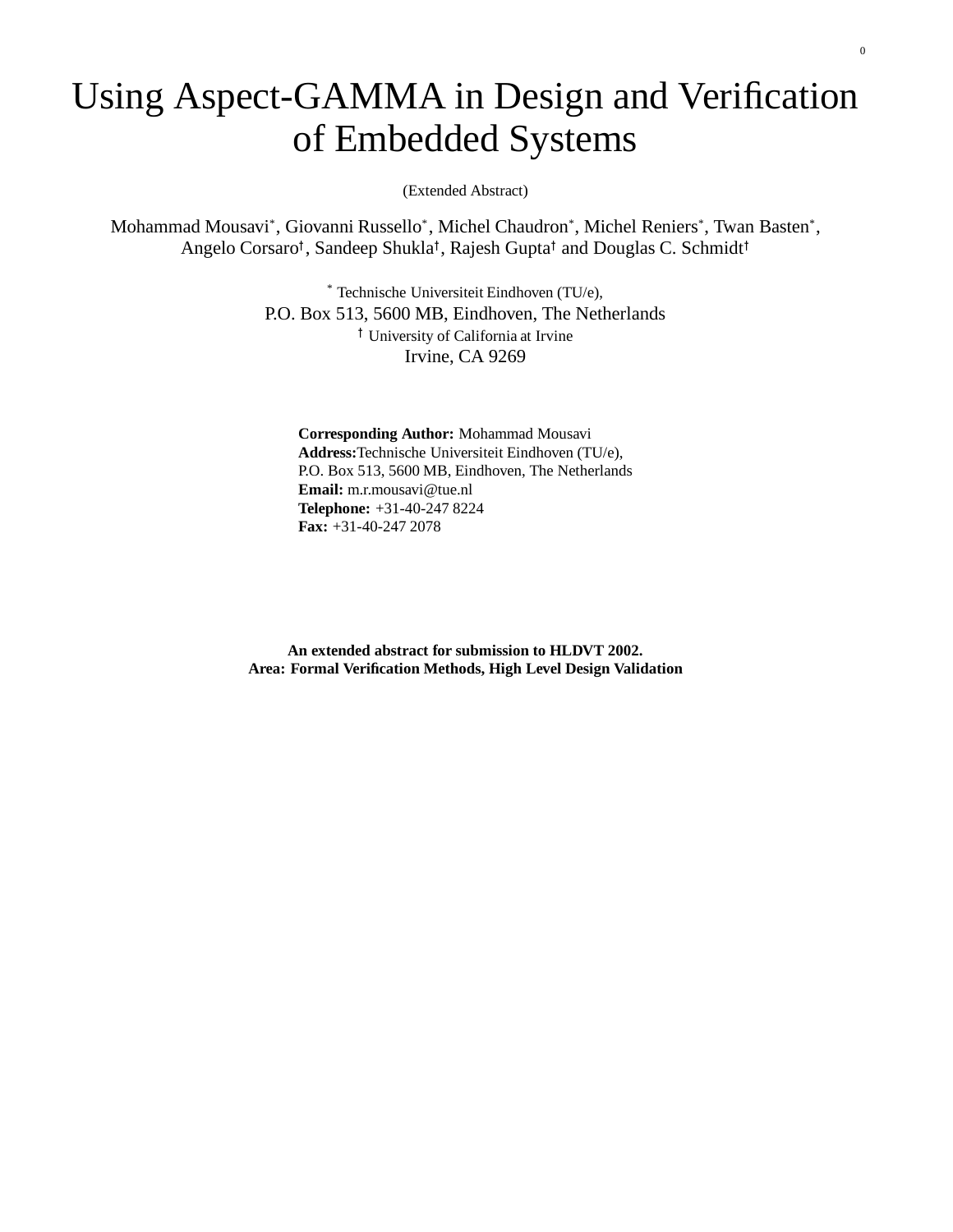# Using Aspect-GAMMA in Design and Verification of Embedded Systems

(Extended Abstract)

Mohammad Mousavi[*], Giovanni Russello[*], Michel Chaudron[*], Michel Reniers[*], Twan Basten[*], Angelo Corsaro[†], Sandeep Shukla[†], Rajesh Gupta[†] and Douglas C. Schmidt[†]

[*] Technische Universiteit Eindhoven (TU/e),
P.O. Box 513, 5600 MB, Eindhoven, The Netherlands
[†] University of California at Irvine
Irvine, CA 9269

**Corresponding Author:** Mohammad Mousavi
**Address:** Technische Universiteit Eindhoven (TU/e),
P.O. Box 513, 5600 MB, Eindhoven, The Netherlands
**Email:** m.r.mousavi@tue.nl
**Telephone:** +31-40-247 8224
**Fax:** +31-40-247 2078

**An extended abstract for submission to HLDVT 2002.**
**Area: Formal Verification Methods, High Level Design Validation**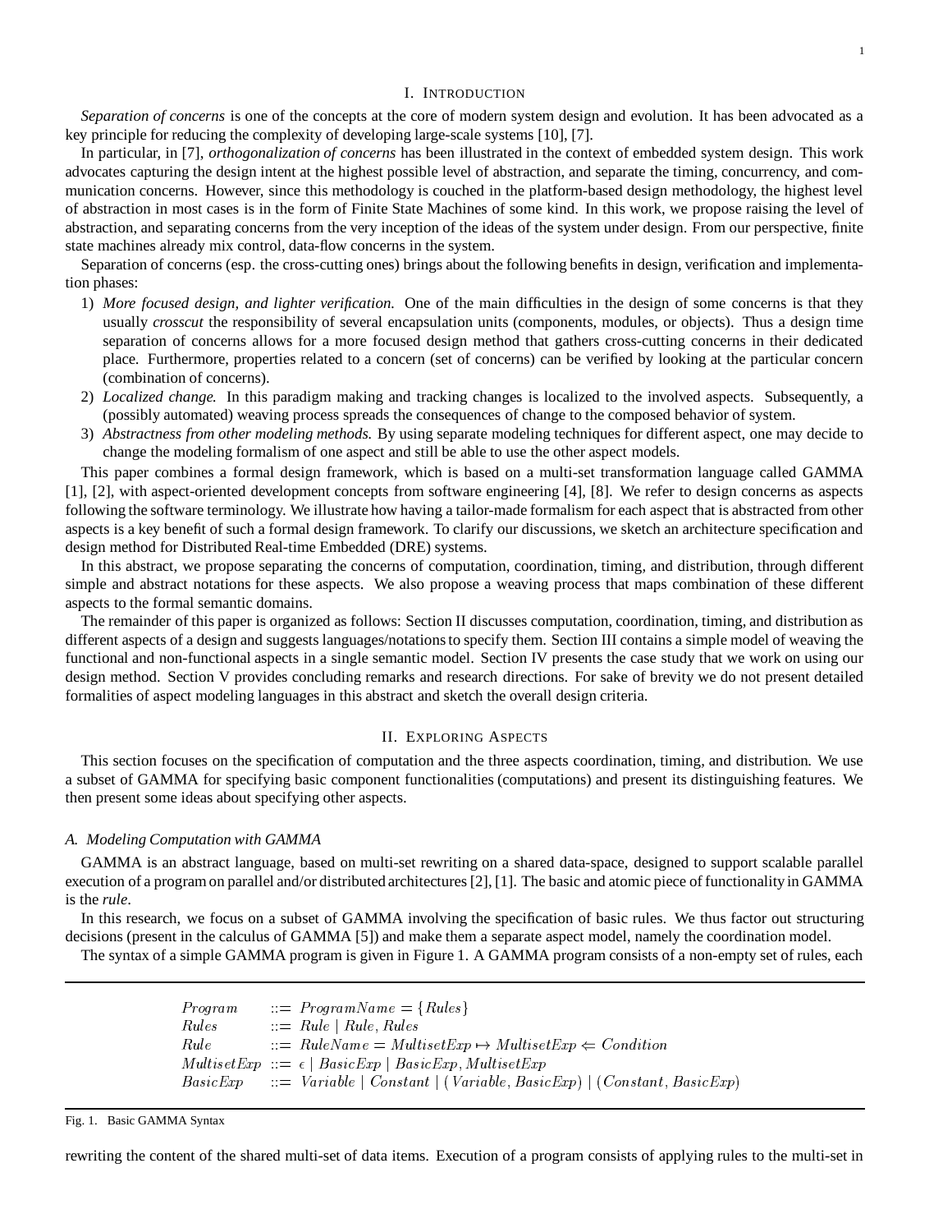## I. Introduction

*Separation of concerns* is one of the concepts at the core of modern system design and evolution. It has been advocated as a key principle for reducing the complexity of developing large-scale systems [10], [7].

In particular, in [7], *orthogonalization of concerns* has been illustrated in the context of embedded system design. This work advocates capturing the design intent at the highest possible level of abstraction, and separate the timing, concurrency, and communication concerns. However, since this methodology is couched in the platform-based design methodology, the highest level of abstraction in most cases is in the form of Finite State Machines of some kind. In this work, we propose raising the level of abstraction, and separating concerns from the very inception of the ideas of the system under design. From our perspective, finite state machines already mix control, data-flow concerns in the system.

Separation of concerns (esp. the cross-cutting ones) brings about the following benefits in design, verification and implementation phases:

1) *More focused design, and lighter verification.* One of the main difficulties in the design of some concerns is that they usually *crosscut* the responsibility of several encapsulation units (components, modules, or objects). Thus a design time separation of concerns allows for a more focused design method that gathers cross-cutting concerns in their dedicated place. Furthermore, properties related to a concern (set of concerns) can be verified by looking at the particular concern (combination of concerns).
2) *Localized change.* In this paradigm making and tracking changes is localized to the involved aspects. Subsequently, a (possibly automated) weaving process spreads the consequences of change to the composed behavior of system.
3) *Abstractness from other modeling methods.* By using separate modeling techniques for different aspect, one may decide to change the modeling formalism of one aspect and still be able to use the other aspect models.

This paper combines a formal design framework, which is based on a multi-set transformation language called GAMMA [1], [2], with aspect-oriented development concepts from software engineering [4], [8]. We refer to design concerns as aspects following the software terminology. We illustrate how having a tailor-made formalism for each aspect that is abstracted from other aspects is a key benefit of such a formal design framework. To clarify our discussions, we sketch an architecture specification and design method for Distributed Real-time Embedded (DRE) systems.

In this abstract, we propose separating the concerns of computation, coordination, timing, and distribution, through different simple and abstract notations for these aspects. We also propose a weaving process that maps combination of these different aspects to the formal semantic domains.

The remainder of this paper is organized as follows: Section II discusses computation, coordination, timing, and distribution as different aspects of a design and suggests languages/notations to specify them. Section III contains a simple model of weaving the functional and non-functional aspects in a single semantic model. Section IV presents the case study that we work on using our design method. Section V provides concluding remarks and research directions. For sake of brevity we do not present detailed formalities of aspect modeling languages in this abstract and sketch the overall design criteria.

## II. Exploring Aspects

This section focuses on the specification of computation and the three aspects coordination, timing, and distribution. We use a subset of GAMMA for specifying basic component functionalities (computations) and present its distinguishing features. We then present some ideas about specifying other aspects.

### A. Modeling Computation with GAMMA

GAMMA is an abstract language, based on multi-set rewriting on a shared data-space, designed to support scalable parallel execution of a program on parallel and/or distributed architectures [2], [1]. The basic and atomic piece of functionality in GAMMA is the *rule*.

In this research, we focus on a subset of GAMMA involving the specification of basic rules. We thus factor out structuring decisions (present in the calculus of GAMMA [5]) and make them a separate aspect model, namely the coordination model.

The syntax of a simple GAMMA program is given in Figure 1. A GAMMA program consists of a non-empty set of rules, each

$$
\begin{array}{lcl}
Program & ::= & ProgramName = \{Rules\} \\
Rules & ::= & Rule \mid Rule, Rules \\
Rule & ::= & RuleName = MultisetExp \mapsto MultisetExp \Leftarrow Condition \\
MultisetExp & ::= & \epsilon \mid BasicExp \mid BasicExp, MultisetExp \\
BasicExp & ::= & Variable \mid Constant \mid (Variable, BasicExp) \mid (Constant, BasicExp)
\end{array}
$$

Fig. 1. Basic GAMMA Syntax

rewriting the content of the shared multi-set of data items. Execution of a program consists of applying rules to the multi-set in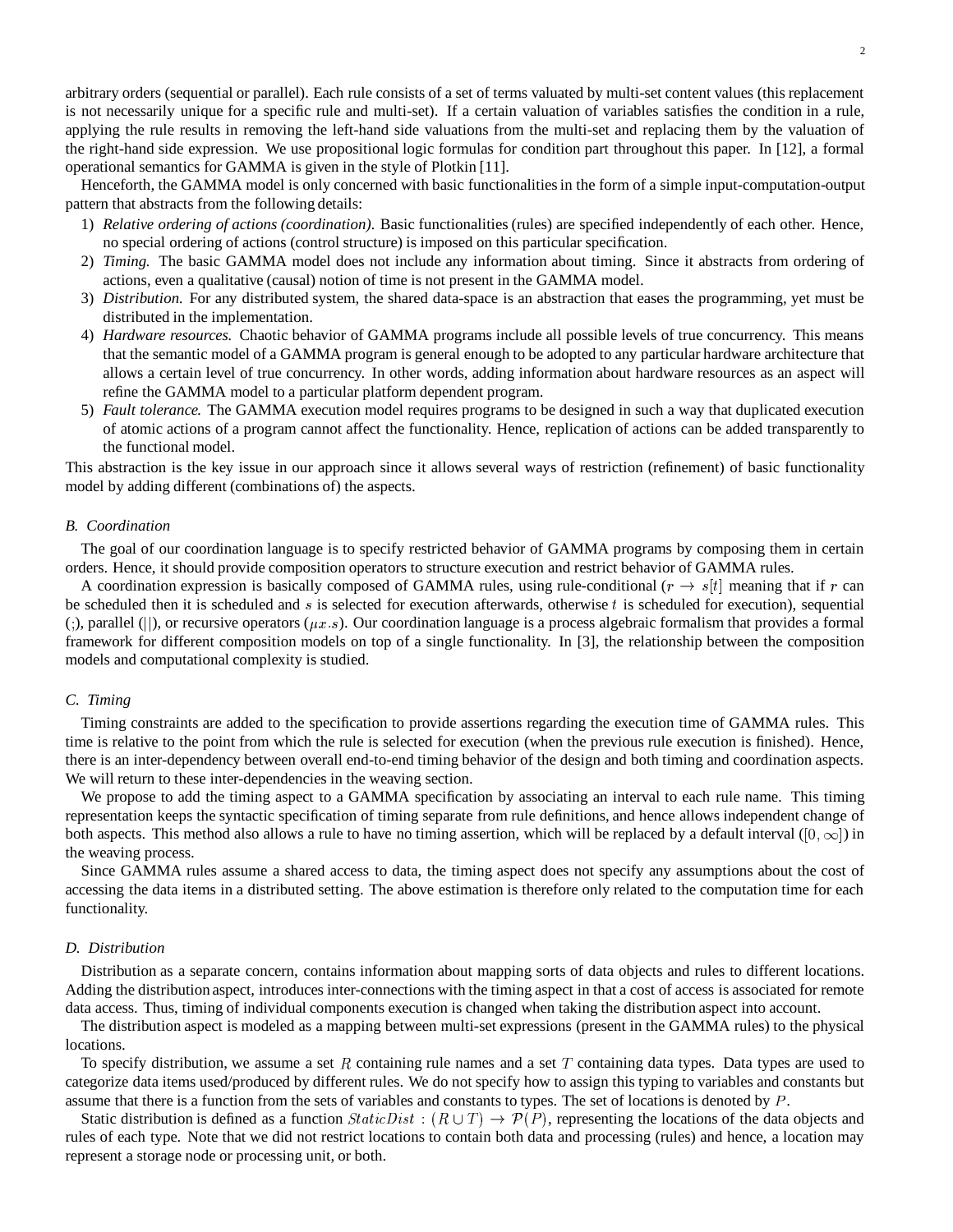arbitrary orders (sequential or parallel). Each rule consists of a set of terms valuated by multi-set content values (this replacement is not necessarily unique for a specific rule and multi-set). If a certain valuation of variables satisfies the condition in a rule, applying the rule results in removing the left-hand side valuations from the multi-set and replacing them by the valuation of the right-hand side expression. We use propositional logic formulas for condition part throughout this paper. In [12], a formal operational semantics for GAMMA is given in the style of Plotkin [11].

Henceforth, the GAMMA model is only concerned with basic functionalities in the form of a simple input-computation-output pattern that abstracts from the following details:

1) *Relative ordering of actions (coordination).* Basic functionalities (rules) are specified independently of each other. Hence, no special ordering of actions (control structure) is imposed on this particular specification.
2) *Timing.* The basic GAMMA model does not include any information about timing. Since it abstracts from ordering of actions, even a qualitative (causal) notion of time is not present in the GAMMA model.
3) *Distribution.* For any distributed system, the shared data-space is an abstraction that eases the programming, yet must be distributed in the implementation.
4) *Hardware resources.* Chaotic behavior of GAMMA programs include all possible levels of true concurrency. This means that the semantic model of a GAMMA program is general enough to be adopted to any particular hardware architecture that allows a certain level of true concurrency. In other words, adding information about hardware resources as an aspect will refine the GAMMA model to a particular platform dependent program.
5) *Fault tolerance.* The GAMMA execution model requires programs to be designed in such a way that duplicated execution of atomic actions of a program cannot affect the functionality. Hence, replication of actions can be added transparently to the functional model.

This abstraction is the key issue in our approach since it allows several ways of restriction (refinement) of basic functionality model by adding different (combinations of) the aspects.

### B. Coordination

The goal of our coordination language is to specify restricted behavior of GAMMA programs by composing them in certain orders. Hence, it should provide composition operators to structure execution and restrict behavior of GAMMA rules.

A coordination expression is basically composed of GAMMA rules, using rule-conditional ($r \rightarrow s[t]$ meaning that if $r$ can be scheduled then it is scheduled and $s$ is selected for execution afterwards, otherwise $t$ is scheduled for execution), sequential (;), parallel (||), or recursive operators ($\mu x.s$). Our coordination language is a process algebraic formalism that provides a formal framework for different composition models on top of a single functionality. In [3], the relationship between the composition models and computational complexity is studied.

### C. Timing

Timing constraints are added to the specification to provide assertions regarding the execution time of GAMMA rules. This time is relative to the point from which the rule is selected for execution (when the previous rule execution is finished). Hence, there is an inter-dependency between overall end-to-end timing behavior of the design and both timing and coordination aspects. We will return to these inter-dependencies in the weaving section.

We propose to add the timing aspect to a GAMMA specification by associating an interval to each rule name. This timing representation keeps the syntactic specification of timing separate from rule definitions, and hence allows independent change of both aspects. This method also allows a rule to have no timing assertion, which will be replaced by a default interval ($[0, \infty]$) in the weaving process.

Since GAMMA rules assume a shared access to data, the timing aspect does not specify any assumptions about the cost of accessing the data items in a distributed setting. The above estimation is therefore only related to the computation time for each functionality.

### D. Distribution

Distribution as a separate concern, contains information about mapping sorts of data objects and rules to different locations. Adding the distribution aspect, introduces inter-connections with the timing aspect in that a cost of access is associated for remote data access. Thus, timing of individual components execution is changed when taking the distribution aspect into account.

The distribution aspect is modeled as a mapping between multi-set expressions (present in the GAMMA rules) to the physical locations.

To specify distribution, we assume a set $R$ containing rule names and a set $T$ containing data types. Data types are used to categorize data items used/produced by different rules. We do not specify how to assign this typing to variables and constants but assume that there is a function from the sets of variables and constants to types. The set of locations is denoted by $P$.

Static distribution is defined as a function $StaticDist : (R \cup T) \rightarrow \mathcal{P}(P)$, representing the locations of the data objects and rules of each type. Note that we did not restrict locations to contain both data and processing (rules) and hence, a location may represent a storage node or processing unit, or both.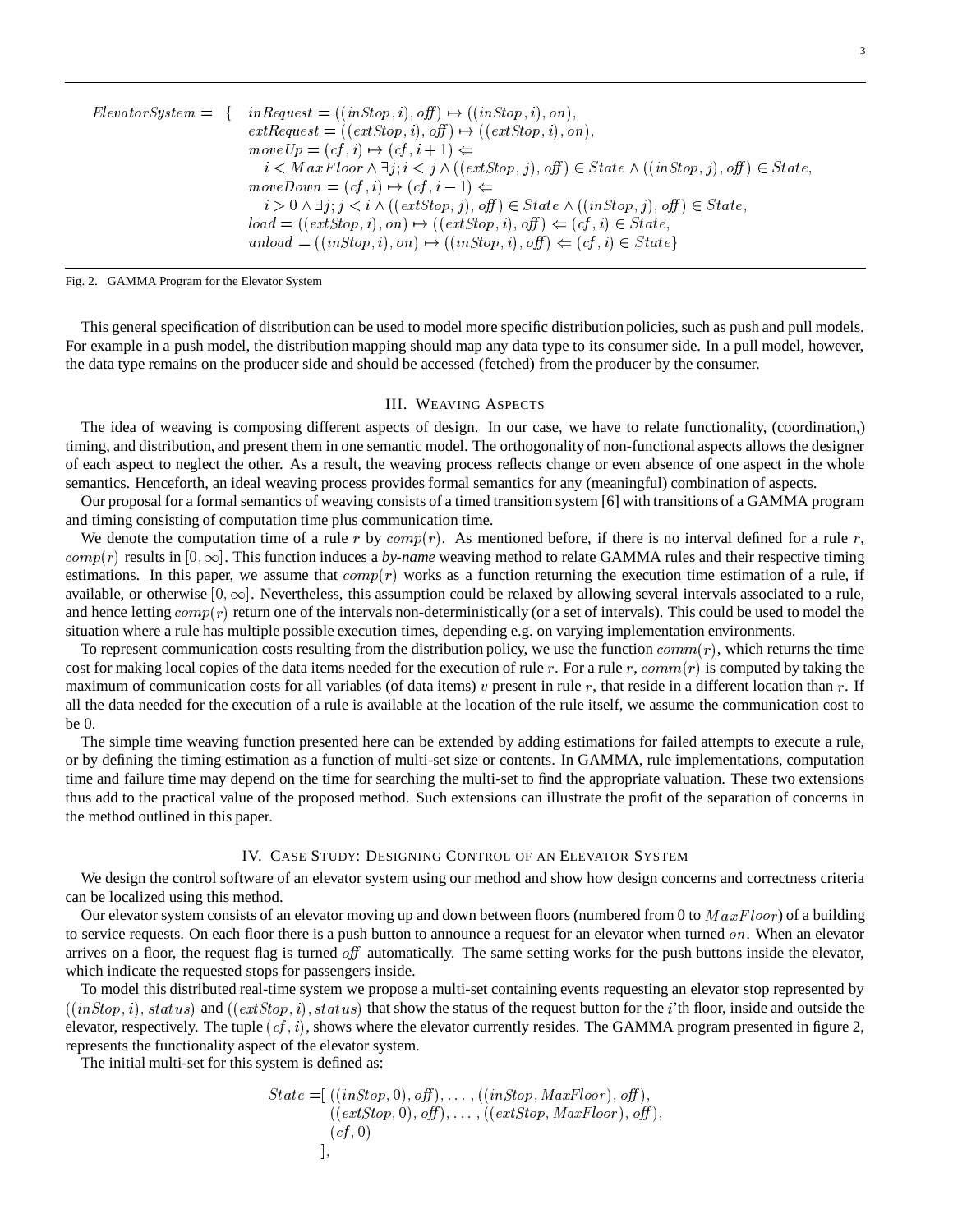$$
\begin{aligned}
ElevatorSystem = \{ \quad & inRequest = ((inStop, i), \mathit{off}) \mapsto ((inStop, i), on), \\
& extRequest = ((extStop, i), \mathit{off}) \mapsto ((extStop, i), on), \\
& moveUp = (cf, i) \mapsto (cf, i+1) \Leftarrow \\
& \quad i < MaxFloor \land \exists j; i < j \land ((extStop, j), \mathit{off}) \in State \land ((inStop, j), \mathit{off}) \in State, \\
& moveDown = (cf, i) \mapsto (cf, i-1) \Leftarrow \\
& \quad i > 0 \land \exists j; j < i \land ((extStop, j), \mathit{off}) \in State \land ((inStop, j), \mathit{off}) \in State, \\
& load = ((extStop, i), on) \mapsto ((extStop, i), \mathit{off}) \Leftarrow (cf, i) \in State, \\
& unload = ((inStop, i), on) \mapsto ((inStop, i), \mathit{off}) \Leftarrow (cf, i) \in State\}
\end{aligned}
$$

Fig. 2. GAMMA Program for the Elevator System

This general specification of distribution can be used to model more specific distribution policies, such as push and pull models. For example in a push model, the distribution mapping should map any data type to its consumer side. In a pull model, however, the data type remains on the producer side and should be accessed (fetched) from the producer by the consumer.

## III. Weaving Aspects

The idea of weaving is composing different aspects of design. In our case, we have to relate functionality, (coordination,) timing, and distribution, and present them in one semantic model. The orthogonality of non-functional aspects allows the designer of each aspect to neglect the other. As a result, the weaving process reflects change or even absence of one aspect in the whole semantics. Henceforth, an ideal weaving process provides formal semantics for any (meaningful) combination of aspects.

Our proposal for a formal semantics of weaving consists of a timed transition system [6] with transitions of a GAMMA program and timing consisting of computation time plus communication time.

We denote the computation time of a rule $r$ by $comp(r)$. As mentioned before, if there is no interval defined for a rule $r$, $comp(r)$ results in $[0, \infty]$. This function induces a *by-name* weaving method to relate GAMMA rules and their respective timing estimations. In this paper, we assume that $comp(r)$ works as a function returning the execution time estimation of a rule, if available, or otherwise $[0, \infty]$. Nevertheless, this assumption could be relaxed by allowing several intervals associated to a rule, and hence letting $comp(r)$ return one of the intervals non-deterministically (or a set of intervals). This could be used to model the situation where a rule has multiple possible execution times, depending e.g. on varying implementation environments.

To represent communication costs resulting from the distribution policy, we use the function $comm(r)$, which returns the time cost for making local copies of the data items needed for the execution of rule $r$. For a rule $r$, $comm(r)$ is computed by taking the maximum of communication costs for all variables (of data items) $v$ present in rule $r$, that reside in a different location than $r$. If all the data needed for the execution of a rule is available at the location of the rule itself, we assume the communication cost to be 0.

The simple time weaving function presented here can be extended by adding estimations for failed attempts to execute a rule, or by defining the timing estimation as a function of multi-set size or contents. In GAMMA, rule implementations, computation time and failure time may depend on the time for searching the multi-set to find the appropriate valuation. These two extensions thus add to the practical value of the proposed method. Such extensions can illustrate the profit of the separation of concerns in the method outlined in this paper.

## IV. Case Study: Designing Control of an Elevator System

We design the control software of an elevator system using our method and show how design concerns and correctness criteria can be localized using this method.

Our elevator system consists of an elevator moving up and down between floors (numbered from 0 to $MaxFloor$) of a building to service requests. On each floor there is a push button to announce a request for an elevator when turned $on$. When an elevator arrives on a floor, the request flag is turned $\mathit{off}$ automatically. The same setting works for the push buttons inside the elevator, which indicate the requested stops for passengers inside.

To model this distributed real-time system we propose a multi-set containing events requesting an elevator stop represented by $((inStop, i), status)$ and $((extStop, i), status)$ that show the status of the request button for the $i$'th floor, inside and outside the elevator, respectively. The tuple $(cf, i)$, shows where the elevator currently resides. The GAMMA program presented in figure 2, represents the functionality aspect of the elevator system.

The initial multi-set for this system is defined as:

$$
\begin{aligned}
State = [\ & ((inStop, 0), \mathit{off}), \ldots, ((inStop, MaxFloor), \mathit{off}), \\
& ((extStop, 0), \mathit{off}), \ldots, ((extStop, MaxFloor), \mathit{off}), \\
& (cf, 0) \\
], &
\end{aligned}
$$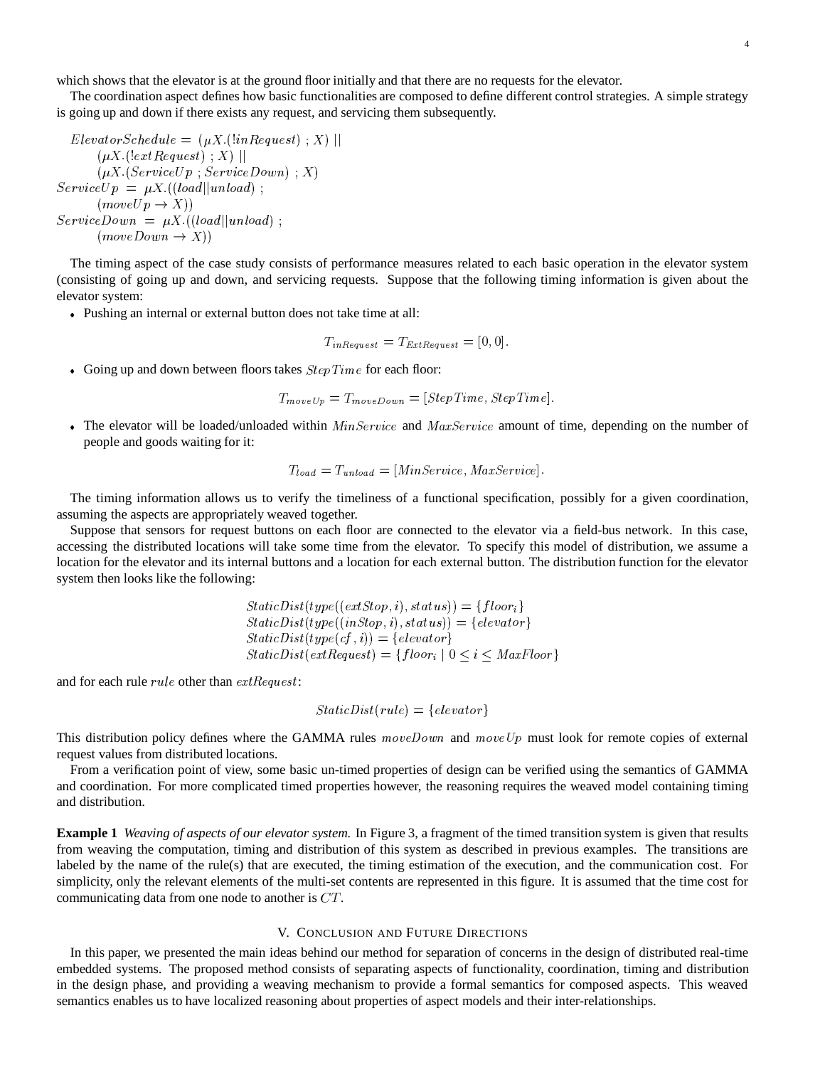which shows that the elevator is at the ground floor initially and that there are no requests for the elevator.

The coordination aspect defines how basic functionalities are composed to define different control strategies. A simple strategy is going up and down if there exists any request, and servicing them subsequently.

$$
\begin{aligned}
&ElevatorSchedule = (\mu X.(!inRequest)\ ;\ X)\ || \\
&\qquad (\mu X.(!extRequest)\ ;\ X)\ || \\
&\qquad (\mu X.(ServiceUp\ ;\ ServiceDown)\ ;\ X) \\
&ServiceUp\ =\ \mu X.((load||unload)\ ; \\
&\qquad (moveUp \rightarrow X)) \\
&ServiceDown\ =\ \mu X.((load||unload)\ ; \\
&\qquad (moveDown \rightarrow X))
\end{aligned}
$$

The timing aspect of the case study consists of performance measures related to each basic operation in the elevator system (consisting of going up and down, and servicing requests. Suppose that the following timing information is given about the elevator system:

- Pushing an internal or external button does not take time at all:

$$T_{inRequest} = T_{ExtRequest} = [0, 0].$$

- Going up and down between floors takes $StepTime$ for each floor:

$$T_{moveUp} = T_{moveDown} = [StepTime, StepTime].$$

- The elevator will be loaded/unloaded within $MinService$ and $MaxService$ amount of time, depending on the number of people and goods waiting for it:

$$T_{load} = T_{unload} = [MinService, MaxService].$$

The timing information allows us to verify the timeliness of a functional specification, possibly for a given coordination, assuming the aspects are appropriately weaved together.

Suppose that sensors for request buttons on each floor are connected to the elevator via a field-bus network. In this case, accessing the distributed locations will take some time from the elevator. To specify this model of distribution, we assume a location for the elevator and its internal buttons and a location for each external button. The distribution function for the elevator system then looks like the following:

$$
\begin{aligned}
&StaticDist(type((extStop, i), status)) = \{floor_i\} \\
&StaticDist(type((inStop, i), status)) = \{elevator\} \\
&StaticDist(type(cf, i)) = \{elevator\} \\
&StaticDist(extRequest) = \{floor_i \mid 0 \leq i \leq MaxFloor\}
\end{aligned}
$$

and for each rule $rule$ other than $extRequest$:

$$StaticDist(rule) = \{elevator\}$$

This distribution policy defines where the GAMMA rules $moveDown$ and $moveUp$ must look for remote copies of external request values from distributed locations.

From a verification point of view, some basic un-timed properties of design can be verified using the semantics of GAMMA and coordination. For more complicated timed properties however, the reasoning requires the weaved model containing timing and distribution.

**Example 1** *Weaving of aspects of our elevator system.* In Figure 3, a fragment of the timed transition system is given that results from weaving the computation, timing and distribution of this system as described in previous examples. The transitions are labeled by the name of the rule(s) that are executed, the timing estimation of the execution, and the communication cost. For simplicity, only the relevant elements of the multi-set contents are represented in this figure. It is assumed that the time cost for communicating data from one node to another is $CT$.

## V. Conclusion and Future Directions

In this paper, we presented the main ideas behind our method for separation of concerns in the design of distributed real-time embedded systems. The proposed method consists of separating aspects of functionality, coordination, timing and distribution in the design phase, and providing a weaving mechanism to provide a formal semantics for composed aspects. This weaved semantics enables us to have localized reasoning about properties of aspect models and their inter-relationships.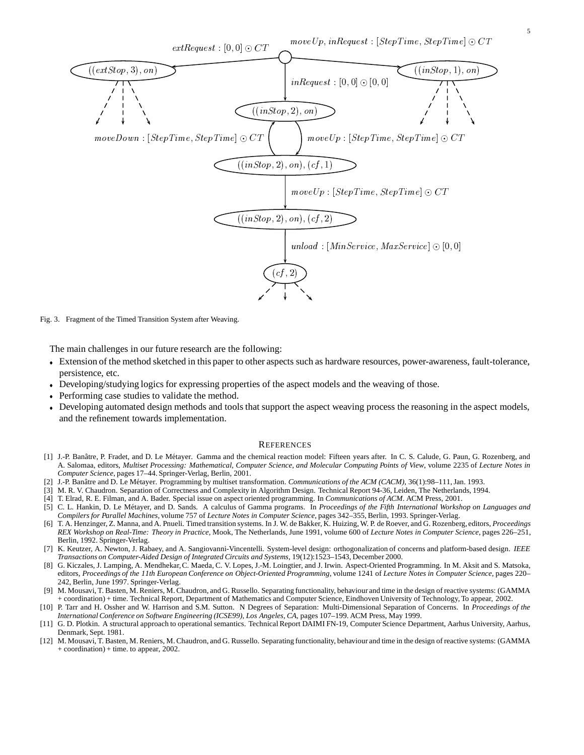$extRequest : [0, 0] \odot CT$

$moveUp, inRequest : [StepTime, StepTime] \odot CT$

$((extStop, 3), on)$

$((inStop, 1), on)$

$inRequest : [0, 0] \odot [0, 0]$

$((inStop, 2), on)$

$moveDown : [StepTime, StepTime] \odot CT$

$moveUp : [StepTime, StepTime] \odot CT$

$((inStop, 2), on), (cf, 1)$

$moveUp : [StepTime, StepTime] \odot CT$

$((inStop, 2), on), (cf, 2)$

$unload : [MinService, MaxService] \odot [0, 0]$

$(cf, 2)$

Fig. 3. Fragment of the Timed Transition System after Weaving.

The main challenges in our future research are the following:

- Extension of the method sketched in this paper to other aspects such as hardware resources, power-awareness, fault-tolerance, persistence, etc.
- Developing/studying logics for expressing properties of the aspect models and the weaving of those.
- Performing case studies to validate the method.
- Developing automated design methods and tools that support the aspect weaving process the reasoning in the aspect models, and the refinement towards implementation.

## References

[1] J.-P. Banâtre, P. Fradet, and D. Le Métayer. Gamma and the chemical reaction model: Fifteen years after. In C. S. Calude, G. Paun, G. Rozenberg, and A. Salomaa, editors, *Multiset Processing: Mathematical, Computer Science, and Molecular Computing Points of View*, volume 2235 of *Lecture Notes in Computer Science*, pages 17–44. Springer-Verlag, Berlin, 2001.

[2] J.-P. Banâtre and D. Le Métayer. Programming by multiset transformation. *Communications of the ACM (CACM)*, 36(1):98–111, Jan. 1993.

[3] M. R. V. Chaudron. Separation of Correctness and Complexity in Algorithm Design. Technical Report 94-36, Leiden, The Netherlands, 1994.

[4] T. Elrad, R. E. Filman, and A. Bader. Special issue on aspect oriented programming. In *Communications of ACM*. ACM Press, 2001.

[5] C. L. Hankin, D. Le Métayer, and D. Sands. A calculus of Gamma programs. In *Proceedings of the Fifth International Workshop on Languages and Compilers for Parallel Machines*, volume 757 of *Lecture Notes in Computer Science*, pages 342–355, Berlin, 1993. Springer-Verlag.

[6] T. A. Henzinger, Z. Manna, and A. Pnueli. Timed transition systems. In J. W. de Bakker, K. Huizing, W. P. de Roever, and G. Rozenberg, editors, *Proceedings REX Workshop on Real-Time: Theory in Practice*, Mook, The Netherlands, June 1991, volume 600 of *Lecture Notes in Computer Science*, pages 226–251, Berlin, 1992. Springer-Verlag.

[7] K. Keutzer, A. Newton, J. Rabaey, and A. Sangiovanni-Vincentelli. System-level design: orthogonalization of concerns and platform-based design. *IEEE Transactions on Computer-Aided Design of Integrated Circuits and Systems*, 19(12):1523–1543, December 2000.

[8] G. Kiczales, J. Lamping, A. Mendhekar, C. Maeda, C. V. Lopes, J.-M. Loingtier, and J. Irwin. Aspect-Oriented Programming. In M. Aksit and S. Matsoka, editors, *Proceedings of the 11th European Conference on Object-Oriented Programming*, volume 1241 of *Lecture Notes in Computer Science*, pages 220–242, Berlin, June 1997. Springer-Verlag.

[9] M. Mousavi, T. Basten, M. Reniers, M. Chaudron, and G. Russello. Separating functionality, behaviour and time in the design of reactive systems: (GAMMA + coordination) + time. Technical Report, Department of Mathematics and Computer Science, Eindhoven University of Technology, To appear, 2002.

[10] P. Tarr and H. Ossher and W. Harrison and S.M. Sutton. N Degrees of Separation: Multi-Dimensional Separation of Concerns. In *Proceedings of the International Conference on Software Engineering (ICSE99), Los Angeles, CA*, pages 107–199. ACM Press, May 1999.

[11] G. D. Plotkin. A structural approach to operational semantics. Technical Report DAIMI FN-19, Computer Science Department, Aarhus University, Aarhus, Denmark, Sept. 1981.

[12] M. Mousavi, T. Basten, M. Reniers, M. Chaudron, and G. Russello. Separating functionality, behaviour and time in the design of reactive systems: (GAMMA + coordination) + time. to appear, 2002.